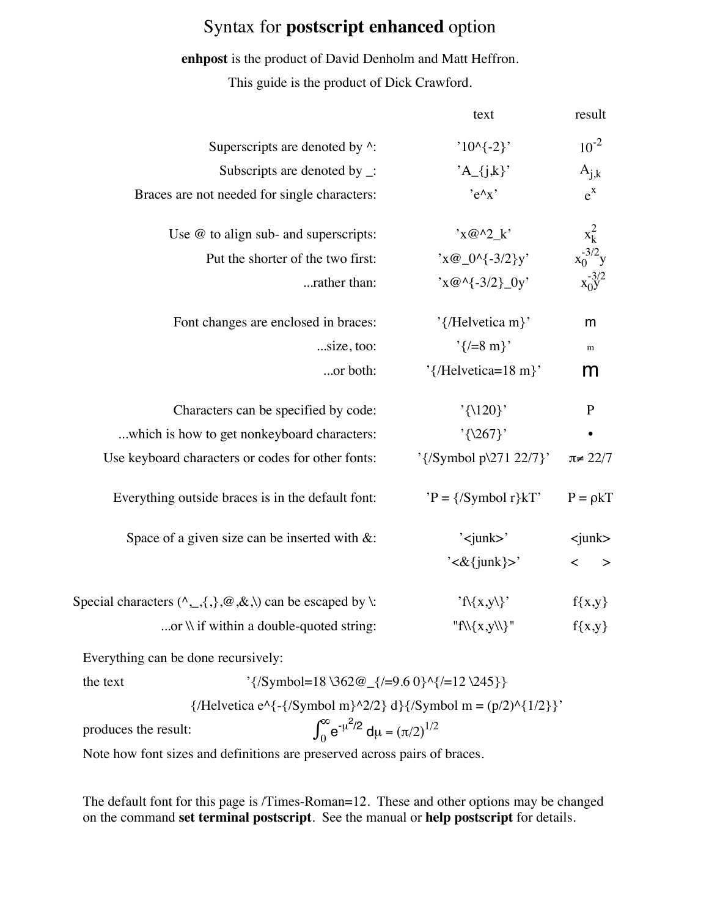# Syntax for **postscript enhanced** option

**enhpost** is the product of David Denholm and Matt Heffron.

This guide is the product of Dick Crawford.

| | text | result |
|---|---|---|
| Superscripts are denoted by ^: | '10^{-2}' | $10^{-2}$ |
| Subscripts are denoted by _: | 'A_{j,k}' | $A_{j,k}$ |
| Braces are not needed for single characters: | 'e^x' | $e^x$ |
| Use @ to align sub- and superscripts: | 'x@^2_k' | $x_k^2$ |
| Put the shorter of the two first: | 'x@_0^{-3/2}y' | $x_0^{-3/2}y$ |
| ...rather than: | 'x@^{-3/2}_0y' | $x_0^{-3/2}\!\!\!\!\!\!y$ |
| Font changes are enclosed in braces: | '{/Helvetica m}' | m |
| ...size, too: | '{/=8 m}' | m |
| ...or both: | '{/Helvetica=18 m}' | m |
| Characters can be specified by code: | '{\120}' | P |
| ...which is how to get nonkeyboard characters: | '{\267}' | • |
| Use keyboard characters or codes for other fonts: | '{/Symbol p\271 22/7}' | $\pi \neq$ 22/7 |
| Everything outside braces is in the default font: | 'P = {/Symbol r}kT' | P = ρkT |
| Space of a given size can be inserted with &: | '<junk>' | <junk> |
| | '<&{junk}>' | <      > |
| Special characters (^,_,{,},@,&,\) can be escaped by \: | 'f\{x,y\}' | f{x,y} |
| ...or \\ if within a double-quoted string: | "f\\{x,y\\}" | f{x,y} |

Everything can be done recursively:

the text '{/Symbol=18 \362@_{/=9.6 0}^{/=12 \245}}
{/Helvetica e^{-{/Symbol m}^2/2} d}{/Symbol m = (p/2)^{1/2}}'

produces the result: $\int_0^\infty e^{-\mu^2/2}\, d\mu = (\pi/2)^{1/2}$

Note how font sizes and definitions are preserved across pairs of braces.

The default font for this page is /Times-Roman=12. These and other options may be changed on the command **set terminal postscript**. See the manual or **help postscript** for details.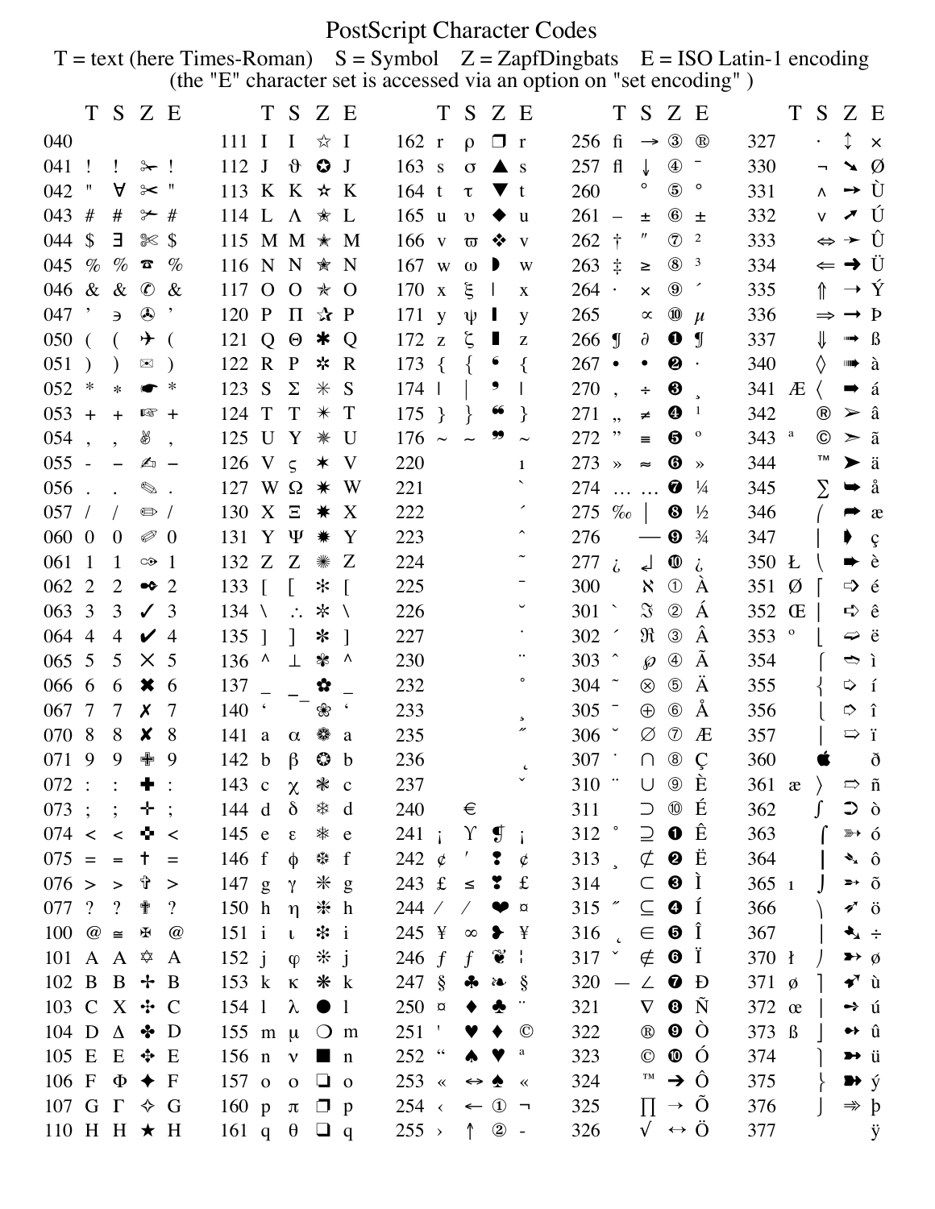# PostScript Character Codes

T = text (here Times-Roman) S = Symbol Z = ZapfDingbats E = ISO Latin-1 encoding
(the "E" character set is accessed via an option on "set encoding" )

| | T | S | Z | E | | T | S | Z | E | | T | S | Z | E | | T | S | Z | E | | T | S | Z | E |
|---|---|---|---|---|---|---|---|---|---|---|---|---|---|---|---|---|---|---|---|---|---|---|---|---|
| 040 | | | | | 111 | I | Ι | ✩ | I | 162 | r | ρ | ❒ | r | 256 | ﬁ | → | ③ | ® | 327 | | ⋅ | ↕ | × |
| 041 | ! | ! | ✁ | ! | 112 | J | ϑ | ✪ | J | 163 | s | σ | ▲ | s | 257 | ﬂ | ↓ | ④ | ¯ | 330 | | ¬ | ➘ | Ø |
| 042 | " | ∀ | ✂ | " | 113 | K | Κ | ✫ | K | 164 | t | τ | ▼ | t | 260 | | ° | ⑤ | ° | 331 | | ∧ | ➙ | Ù |
| 043 | # | # | ✃ | # | 114 | L | Λ | ✬ | L | 165 | u | υ | ◆ | u | 261 | – | ± | ⑥ | ± | 332 | | ∨ | ➚ | Ú |
| 044 | $ | ∃ | ✄ | $ | 115 | M | Μ | ✭ | M | 166 | v | ϖ | ❖ | v | 262 | † | ″ | ⑦ | ² | 333 | | ⇔ | ➛ | Û |
| 045 | % | % | ☎ | % | 116 | N | Ν | ✮ | N | 167 | w | ω | ◗ | w | 263 | ‡ | ≥ | ⑧ | ³ | 334 | | ⇐ | ➜ | Ü |
| 046 | & | & | ✆ | & | 117 | O | Ο | ✯ | O | 170 | x | ξ | ❘ | x | 264 | · | × | ⑨ | ´ | 335 | | ⇑ | ➝ | Ý |
| 047 | ’ | ∋ | ✇ | ’ | 120 | P | Π | ✰ | P | 171 | y | ψ | ❙ | y | 265 | | ∝ | ⑩ | μ | 336 | | ⇒ | ➞ | Þ |
| 050 | ( | ( | ✈ | ( | 121 | Q | Θ | ✱ | Q | 172 | z | ζ | ❚ | z | 266 | ¶ | ∂ | ❶ | ¶ | 337 | | ⇓ | ➟ | ß |
| 051 | ) | ) | ✉ | ) | 122 | R | Ρ | ✲ | R | 173 | { | { | ❛ | { | 267 | • | • | ❷ | · | 340 | | ◊ | ➠ | à |
| 052 | * | ∗ | ☛ | * | 123 | S | Σ | ✳ | S | 174 | \| | \| | ❜ | \| | 270 | ‚ | ÷ | ❸ | ¸ | 341 | Æ | 〈 | ➡ | á |
| 053 | + | + | ☞ | + | 124 | T | Τ | ✴ | T | 175 | } | } | ❝ | } | 271 | „ | ≠ | ❹ | ¹ | 342 | | ® | ➢ | â |
| 054 | , | , | ✌ | , | 125 | U | Υ | ✵ | U | 176 | ~ | ∼ | ❞ | ~ | 272 | ” | ≡ | ❺ | º | 343 | ª | © | ➣ | ã |
| 055 | - | − | ✍ | − | 126 | V | ς | ✶ | V | 220 | | | | ı | 273 | » | ≈ | ❻ | » | 344 | | ™ | ➤ | ä |
| 056 | . | . | ✎ | . | 127 | W | Ω | ✷ | W | 221 | | | | ` | 274 | … | … | ❼ | ¼ | 345 | | ∑ | ➥ | å |
| 057 | / | / | ✏ | / | 130 | X | Ξ | ✸ | X | 222 | | | | ´ | 275 | ‰ | \| | ❽ | ½ | 346 | | ⎛ | ➦ | æ |
| 060 | 0 | 0 | ✐ | 0 | 131 | Y | Ψ | ✹ | Y | 223 | | | | ˆ | 276 | | — | ❾ | ¾ | 347 | | ⎜ | ➧ | ç |
| 061 | 1 | 1 | ✑ | 1 | 132 | Z | Ζ | ✺ | Z | 224 | | | | ˜ | 277 | ¿ | ↵ | ❿ | ¿ | 350 | Ł | ⎝ | ➨ | è |
| 062 | 2 | 2 | ✒ | 2 | 133 | [ | [ | ✻ | [ | 225 | | | | ¯ | 300 | | ℵ | ➀ | À | 351 | Ø | ⎡ | ➩ | é |
| 063 | 3 | 3 | ✓ | 3 | 134 | \ | ∴ | ✼ | \ | 226 | | | | ˘ | 301 | ` | ℑ | ➁ | Á | 352 | Œ | ⎢ | ➪ | ê |
| 064 | 4 | 4 | ✔ | 4 | 135 | ] | ] | ✽ | ] | 227 | | | | ˙ | 302 | ´ | ℜ | ➂ | Â | 353 | º | ⎣ | ➫ | ë |
| 065 | 5 | 5 | ✕ | 5 | 136 | ^ | ⊥ | ✾ | ^ | 230 | | | | ¨ | 303 | ˆ | ℘ | ➃ | Ã | 354 | | ⎧ | ➬ | ì |
| 066 | 6 | 6 | ✖ | 6 | 137 | _ | _ | ✿ | _ | 232 | | | | ˚ | 304 | ˜ | ⊗ | ➄ | Ä | 355 | | ⎨ | ➭ | í |
| 067 | 7 | 7 | ✗ | 7 | 140 | ‘ | | ❀ | ‘ | 233 | | | | ¸ | 305 | ¯ | ⊕ | ➅ | Å | 356 | | ⎩ | ➮ | î |
| 070 | 8 | 8 | ✘ | 8 | 141 | a | α | ❁ | a | 235 | | | | ˝ | 306 | ˘ | ∅ | ➆ | Æ | 357 | | ⎪ | ➯ | ï |
| 071 | 9 | 9 | ✙ | 9 | 142 | b | β | ❂ | b | 236 | | | | ˛ | 307 | ˙ | ∩ | ➇ | Ç | 360 | |  | | ð |
| 072 | : | : | ✚ | : | 143 | c | χ | ❃ | c | 237 | | | | ˇ | 310 | ¨ | ∪ | ➈ | È | 361 | æ | 〉 | ➱ | ñ |
| 073 | ; | ; | ✛ | ; | 144 | d | δ | ❄ | d | 240 | | € | | | 311 | | ⊃ | ➉ | É | 362 | | ∫ | ➲ | ò |
| 074 | < | < | ✜ | < | 145 | e | ε | ❅ | e | 241 | ¡ | ϒ | ❡ | ¡ | 312 | ˚ | ⊇ | ➊ | Ê | 363 | | ⌠ | ➳ | ó |
| 075 | = | = | ✝ | = | 146 | f | φ | ❆ | f | 242 | ¢ | ′ | ❢ | ¢ | 313 | ¸ | ⊄ | ➋ | Ë | 364 | | ⎮ | ➴ | ô |
| 076 | > | > | ✞ | > | 147 | g | γ | ❇ | g | 243 | £ | ≤ | ❣ | £ | 314 | | ⊂ | ➌ | Ì | 365 | ı | ⌡ | ➵ | õ |
| 077 | ? | ? | ✟ | ? | 150 | h | η | ❈ | h | 244 | ⁄ | ⁄ | ❤ | ¤ | 315 | ˝ | ⊆ | ➍ | Í | 366 | | ⎞ | ➶ | ö |
| 100 | @ | ≅ | ✠ | @ | 151 | i | ι | ❉ | i | 245 | ¥ | ∞ | ❥ | ¥ | 316 | ˛ | ∈ | ➎ | Î | 367 | | ⎟ | ➷ | ÷ |
| 101 | A | Α | ✡ | A | 152 | j | ϕ | ❊ | j | 246 | ƒ | ƒ | ❦ | ¦ | 317 | ˇ | ∉ | ➏ | Ï | 370 | ł | ⎠ | ➸ | ø |
| 102 | B | Β | ✢ | B | 153 | k | κ | ❋ | k | 247 | § | ♣ | ❧ | § | 320 | — | ∠ | ➐ | Ð | 371 | ø | ⎤ | ➹ | ù |
| 103 | C | Χ | ✣ | C | 154 | l | λ | ● | l | 250 | ¤ | ♦ | ♣ | ¨ | 321 | | ∇ | ➑ | Ñ | 372 | œ | ⎥ | ➺ | ú |
| 104 | D | Δ | ✤ | D | 155 | m | μ | ❍ | m | 251 | ' | ♥ | ♦ | © | 322 | | ® | ➒ | Ò | 373 | ß | ⎦ | ➻ | û |
| 105 | E | Ε | ✥ | E | 156 | n | ν | ■ | n | 252 | “ | ♠ | ♥ | ª | 323 | | © | ➓ | Ó | 374 | | ⎫ | ➼ | ü |
| 106 | F | Φ | ✦ | F | 157 | o | ο | ❏ | o | 253 | « | ↔ | ♠ | « | 324 | | ™ | ➔ | Ô | 375 | | ⎬ | ➽ | ý |
| 107 | G | Γ | ✧ | G | 160 | p | π | ❐ | p | 254 | ‹ | ← | ① | ¬ | 325 | | ∏ | → | Õ | 376 | | ⎭ | ➾ | þ |
| 110 | H | Η | ★ | H | 161 | q | θ | ❑ | q | 255 | › | ↑ | ② | - | 326 | | √ | ↔ | Ö | 377 | | | | ÿ |